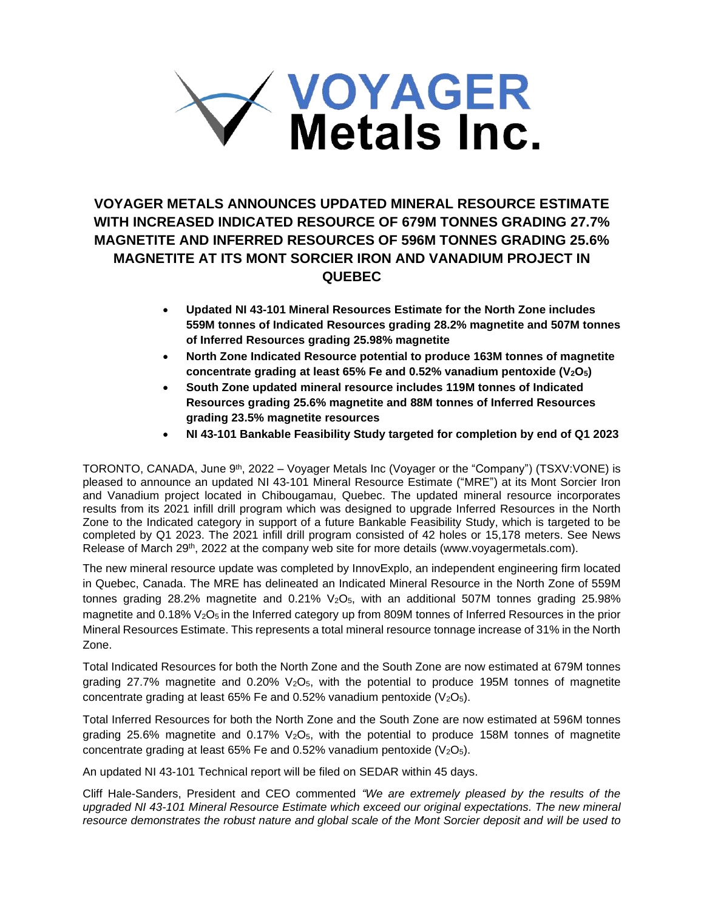# VOYAGER METALS ANNOUNCES UPDATED MINERAL RESOURCE ESTIMATE WITH INCREASED INDICATED RESOURCE OF 679M TONNES GRADING 27.7% MAGNETITE AND INFERRED RESOURCES OF 596M TONNES GRADING 25.6% MAGNETITE AT ITS MONT SORCIER IRON AND VANADIUM PROJECT IN QUEBEC

- **Updated NI 43-101 Mineral Resources Estimate for the North Zone includes 559M tonnes of Indicated Resources grading 28.2% magnetite and 507M tonnes of Inferred Resources grading 25.98% magnetite**
- **North Zone Indicated Resource potential to produce 163M tonnes of magnetite concentrate grading at least 65% Fe and 0.52% vanadium pentoxide ($V_2O_5$)**
- **South Zone updated mineral resource includes 119M tonnes of Indicated Resources grading 25.6% magnetite and 88M tonnes of Inferred Resources grading 23.5% magnetite resources**
- **NI 43-101 Bankable Feasibility Study targeted for completion by end of Q1 2023**

TORONTO, CANADA, June 9th, 2022 – Voyager Metals Inc (Voyager or the "Company") (TSXV:VONE) is pleased to announce an updated NI 43-101 Mineral Resource Estimate ("MRE") at its Mont Sorcier Iron and Vanadium project located in Chibougamau, Quebec. The updated mineral resource incorporates results from its 2021 infill drill program which was designed to upgrade Inferred Resources in the North Zone to the Indicated category in support of a future Bankable Feasibility Study, which is targeted to be completed by Q1 2023. The 2021 infill drill program consisted of 42 holes or 15,178 meters. See News Release of March 29th, 2022 at the company web site for more details (www.voyagermetals.com).

The new mineral resource update was completed by InnovExplo, an independent engineering firm located in Quebec, Canada. The MRE has delineated an Indicated Mineral Resource in the North Zone of 559M tonnes grading 28.2% magnetite and 0.21% $V_2O_5$, with an additional 507M tonnes grading 25.98% magnetite and 0.18% $V_2O_5$ in the Inferred category up from 809M tonnes of Inferred Resources in the prior Mineral Resources Estimate. This represents a total mineral resource tonnage increase of 31% in the North Zone.

Total Indicated Resources for both the North Zone and the South Zone are now estimated at 679M tonnes grading 27.7% magnetite and 0.20% $V_2O_5$, with the potential to produce 195M tonnes of magnetite concentrate grading at least 65% Fe and 0.52% vanadium pentoxide ($V_2O_5$).

Total Inferred Resources for both the North Zone and the South Zone are now estimated at 596M tonnes grading 25.6% magnetite and 0.17% $V_2O_5$, with the potential to produce 158M tonnes of magnetite concentrate grading at least 65% Fe and 0.52% vanadium pentoxide ($V_2O_5$).

An updated NI 43-101 Technical report will be filed on SEDAR within 45 days.

Cliff Hale-Sanders, President and CEO commented *"We are extremely pleased by the results of the upgraded NI 43-101 Mineral Resource Estimate which exceed our original expectations. The new mineral resource demonstrates the robust nature and global scale of the Mont Sorcier deposit and will be used to*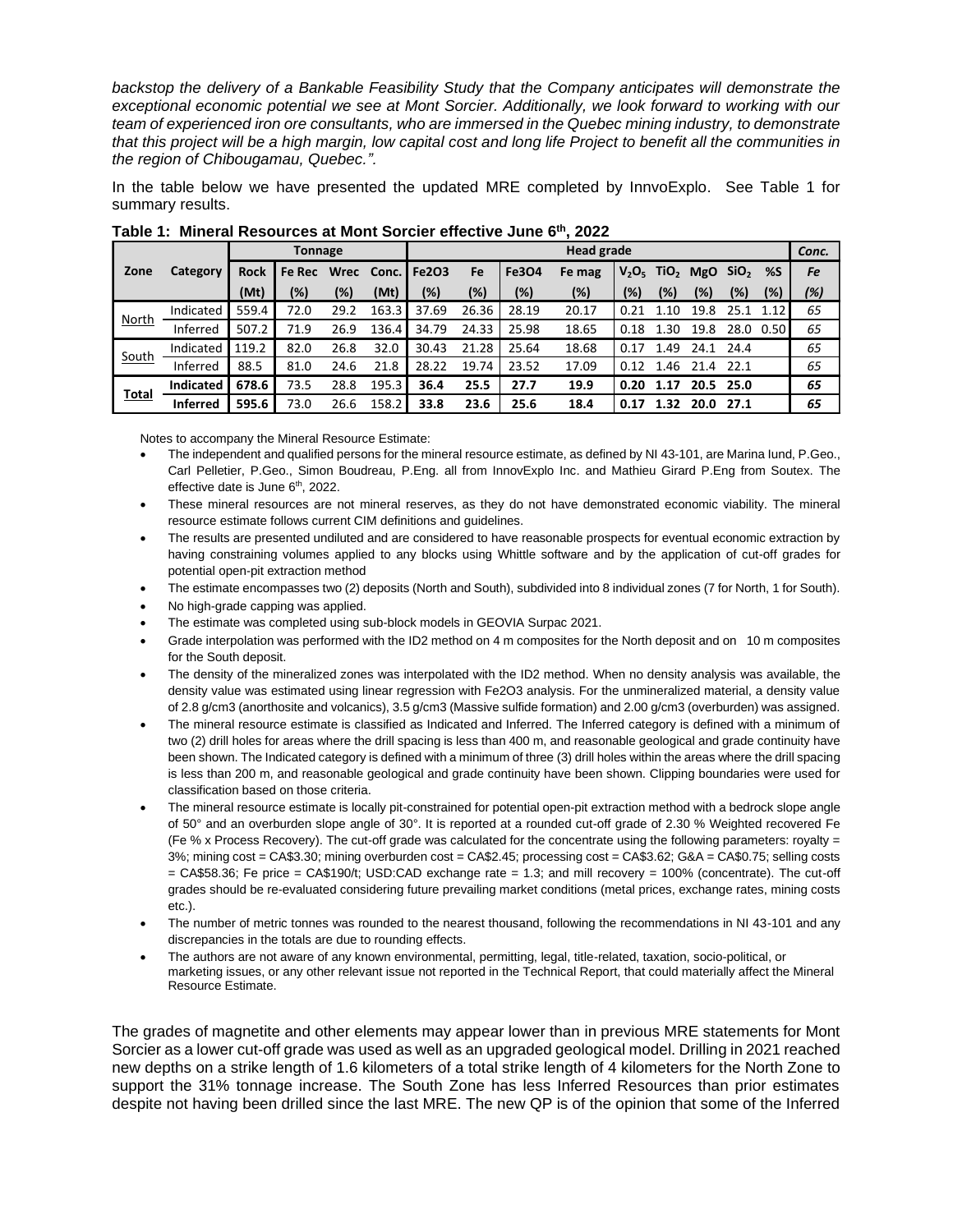*backstop the delivery of a Bankable Feasibility Study that the Company anticipates will demonstrate the exceptional economic potential we see at Mont Sorcier. Additionally, we look forward to working with our team of experienced iron ore consultants, who are immersed in the Quebec mining industry, to demonstrate that this project will be a high margin, low capital cost and long life Project to benefit all the communities in the region of Chibougamau, Quebec.".*

In the table below we have presented the updated MRE completed by InnvoExplo. See Table 1 for summary results.

**Table 1: Mineral Resources at Mont Sorcier effective June 6th, 2022**

| Zone | Category | Tonnage | | | | Head grade | | | | | | | | | Conc. |
|---|---|---|---|---|---|---|---|---|---|---|---|---|---|---|---|
| | | Rock (Mt) | Fe Rec (%) | Wrec (%) | Conc. (Mt) | Fe2O3 (%) | Fe (%) | Fe3O4 (%) | Fe mag (%) | $V_2O_5$ (%) | $TiO_2$ (%) | MgO (%) | $SiO_2$ (%) | %S (%) | *Fe (%)* |
| North | Indicated | 559.4 | 72.0 | 29.2 | 163.3 | 37.69 | 26.36 | 28.19 | 20.17 | 0.21 | 1.10 | 19.8 | 25.1 | 1.12 | 65 |
| | Inferred | 507.2 | 71.9 | 26.9 | 136.4 | 34.79 | 24.33 | 25.98 | 18.65 | 0.18 | 1.30 | 19.8 | 28.0 | 0.50 | 65 |
| South | Indicated | 119.2 | 82.0 | 26.8 | 32.0 | 30.43 | 21.28 | 25.64 | 18.68 | 0.17 | 1.49 | 24.1 | 24.4 | | 65 |
| | Inferred | 88.5 | 81.0 | 24.6 | 21.8 | 28.22 | 19.74 | 23.52 | 17.09 | 0.12 | 1.46 | 21.4 | 22.1 | | 65 |
| **Total** | **Indicated** | **678.6** | **73.5** | **28.8** | **195.3** | **36.4** | **25.5** | **27.7** | **19.9** | **0.20** | **1.17** | **20.5** | **25.0** | | **65** |
| | **Inferred** | **595.6** | **73.0** | **26.6** | **158.2** | **33.8** | **23.6** | **25.6** | **18.4** | **0.17** | **1.32** | **20.0** | **27.1** | | **65** |

Notes to accompany the Mineral Resource Estimate:

- The independent and qualified persons for the mineral resource estimate, as defined by NI 43-101, are Marina Iund, P.Geo., Carl Pelletier, P.Geo., Simon Boudreau, P.Eng. all from InnovExplo Inc. and Mathieu Girard P.Eng from Soutex. The effective date is June 6th, 2022.
- These mineral resources are not mineral reserves, as they do not have demonstrated economic viability. The mineral resource estimate follows current CIM definitions and guidelines.
- The results are presented undiluted and are considered to have reasonable prospects for eventual economic extraction by having constraining volumes applied to any blocks using Whittle software and by the application of cut-off grades for potential open-pit extraction method
- The estimate encompasses two (2) deposits (North and South), subdivided into 8 individual zones (7 for North, 1 for South).
- No high-grade capping was applied.
- The estimate was completed using sub-block models in GEOVIA Surpac 2021.
- Grade interpolation was performed with the ID2 method on 4 m composites for the North deposit and on 10 m composites for the South deposit.
- The density of the mineralized zones was interpolated with the ID2 method. When no density analysis was available, the density value was estimated using linear regression with Fe2O3 analysis. For the unmineralized material, a density value of 2.8 g/cm3 (anorthosite and volcanics), 3.5 g/cm3 (Massive sulfide formation) and 2.00 g/cm3 (overburden) was assigned.
- The mineral resource estimate is classified as Indicated and Inferred. The Inferred category is defined with a minimum of two (2) drill holes for areas where the drill spacing is less than 400 m, and reasonable geological and grade continuity have been shown. The Indicated category is defined with a minimum of three (3) drill holes within the areas where the drill spacing is less than 200 m, and reasonable geological and grade continuity have been shown. Clipping boundaries were used for classification based on those criteria.
- The mineral resource estimate is locally pit-constrained for potential open-pit extraction method with a bedrock slope angle of 50° and an overburden slope angle of 30°. It is reported at a rounded cut-off grade of 2.30 % Weighted recovered Fe (Fe % x Process Recovery). The cut-off grade was calculated for the concentrate using the following parameters: royalty = 3%; mining cost = CA$3.30; mining overburden cost = CA$2.45; processing cost = CA$3.62; G&A = CA$0.75; selling costs = CA$58.36; Fe price = CA$190/t; USD:CAD exchange rate = 1.3; and mill recovery = 100% (concentrate). The cut-off grades should be re-evaluated considering future prevailing market conditions (metal prices, exchange rates, mining costs etc.).
- The number of metric tonnes was rounded to the nearest thousand, following the recommendations in NI 43-101 and any discrepancies in the totals are due to rounding effects.
- The authors are not aware of any known environmental, permitting, legal, title-related, taxation, socio-political, or marketing issues, or any other relevant issue not reported in the Technical Report, that could materially affect the Mineral Resource Estimate.

The grades of magnetite and other elements may appear lower than in previous MRE statements for Mont Sorcier as a lower cut-off grade was used as well as an upgraded geological model. Drilling in 2021 reached new depths on a strike length of 1.6 kilometers of a total strike length of 4 kilometers for the North Zone to support the 31% tonnage increase. The South Zone has less Inferred Resources than prior estimates despite not having been drilled since the last MRE. The new QP is of the opinion that some of the Inferred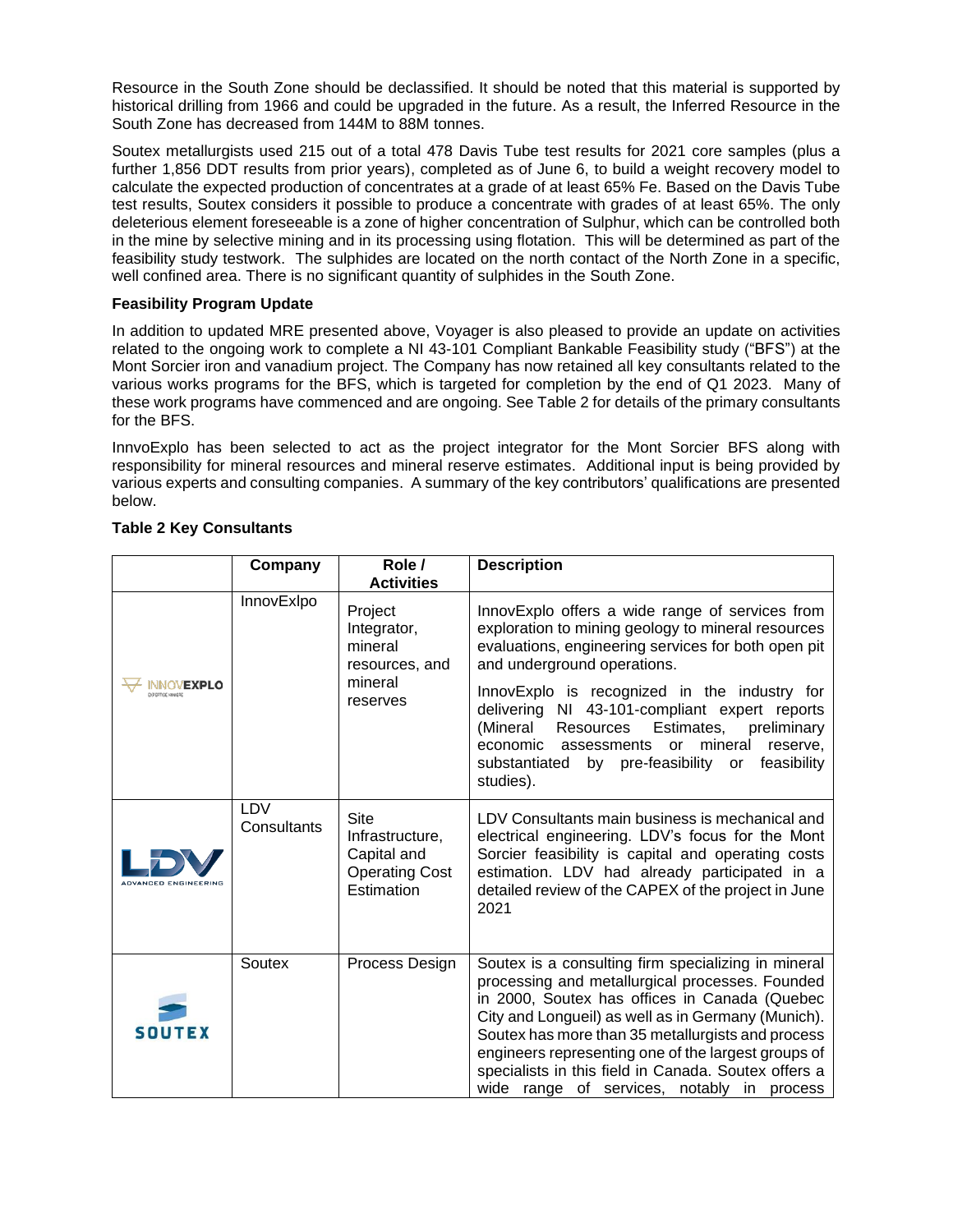Resource in the South Zone should be declassified. It should be noted that this material is supported by historical drilling from 1966 and could be upgraded in the future. As a result, the Inferred Resource in the South Zone has decreased from 144M to 88M tonnes.

Soutex metallurgists used 215 out of a total 478 Davis Tube test results for 2021 core samples (plus a further 1,856 DDT results from prior years), completed as of June 6, to build a weight recovery model to calculate the expected production of concentrates at a grade of at least 65% Fe. Based on the Davis Tube test results, Soutex considers it possible to produce a concentrate with grades of at least 65%. The only deleterious element foreseeable is a zone of higher concentration of Sulphur, which can be controlled both in the mine by selective mining and in its processing using flotation. This will be determined as part of the feasibility study testwork. The sulphides are located on the north contact of the North Zone in a specific, well confined area. There is no significant quantity of sulphides in the South Zone.

**Feasibility Program Update**

In addition to updated MRE presented above, Voyager is also pleased to provide an update on activities related to the ongoing work to complete a NI 43-101 Compliant Bankable Feasibility study ("BFS") at the Mont Sorcier iron and vanadium project. The Company has now retained all key consultants related to the various works programs for the BFS, which is targeted for completion by the end of Q1 2023. Many of these work programs have commenced and are ongoing. See Table 2 for details of the primary consultants for the BFS.

InnvoExplo has been selected to act as the project integrator for the Mont Sorcier BFS along with responsibility for mineral resources and mineral reserve estimates. Additional input is being provided by various experts and consulting companies. A summary of the key contributors' qualifications are presented below.

**Table 2 Key Consultants**

| | Company | Role / Activities | Description |
|---|---|---|---|
| INNOVEXPLO | InnovExlpo | Project Integrator, mineral resources, and mineral reserves | InnovExplo offers a wide range of services from exploration to mining geology to mineral resources evaluations, engineering services for both open pit and underground operations. InnovExplo is recognized in the industry for delivering NI 43-101-compliant expert reports (Mineral Resources Estimates, preliminary economic assessments or mineral reserve, substantiated by pre-feasibility or feasibility studies). |
| LDV ADVANCED ENGINEERING | LDV Consultants | Site Infrastructure, Capital and Operating Cost Estimation | LDV Consultants main business is mechanical and electrical engineering. LDV's focus for the Mont Sorcier feasibility is capital and operating costs estimation. LDV had already participated in a detailed review of the CAPEX of the project in June 2021 |
| SOUTEX | Soutex | Process Design | Soutex is a consulting firm specializing in mineral processing and metallurgical processes. Founded in 2000, Soutex has offices in Canada (Quebec City and Longueil) as well as in Germany (Munich). Soutex has more than 35 metallurgists and process engineers representing one of the largest groups of specialists in this field in Canada. Soutex offers a wide range of services, notably in process |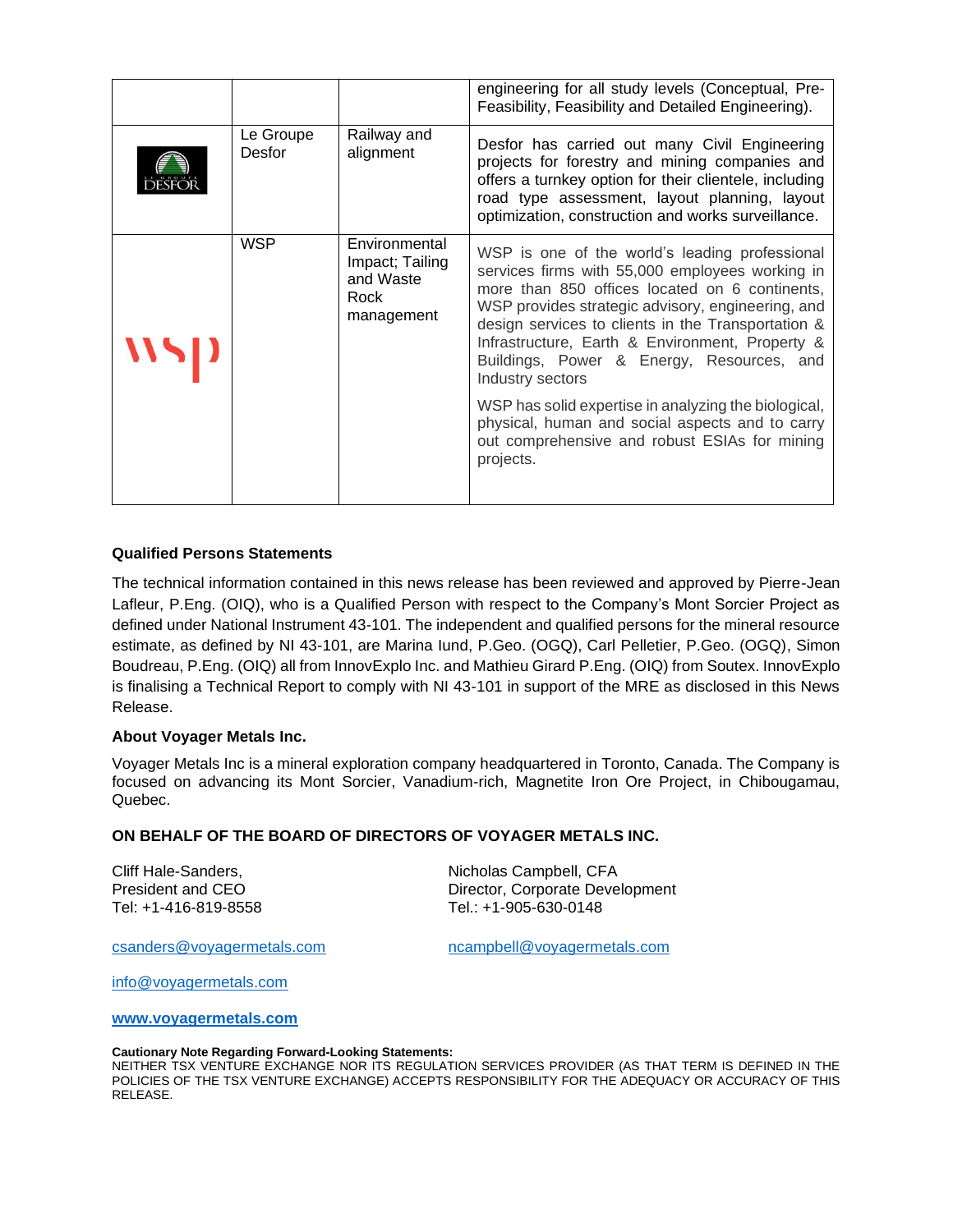| | | | |
|---|---|---|---|
| | | | engineering for all study levels (Conceptual, Pre-Feasibility, Feasibility and Detailed Engineering). |
| LE GROUPE DESFOR | Le Groupe Desfor | Railway and alignment | Desfor has carried out many Civil Engineering projects for forestry and mining companies and offers a turnkey option for their clientele, including road type assessment, layout planning, layout optimization, construction and works surveillance. |
| wsp | WSP | Environmental Impact; Tailing and Waste Rock management | WSP is one of the world's leading professional services firms with 55,000 employees working in more than 850 offices located on 6 continents, WSP provides strategic advisory, engineering, and design services to clients in the Transportation & Infrastructure, Earth & Environment, Property & Buildings, Power & Energy, Resources, and Industry sectors<br><br>WSP has solid expertise in analyzing the biological, physical, human and social aspects and to carry out comprehensive and robust ESIAs for mining projects. |

**Qualified Persons Statements**

The technical information contained in this news release has been reviewed and approved by Pierre-Jean Lafleur, P.Eng. (OIQ), who is a Qualified Person with respect to the Company's Mont Sorcier Project as defined under National Instrument 43-101. The independent and qualified persons for the mineral resource estimate, as defined by NI 43-101, are Marina Iund, P.Geo. (OGQ), Carl Pelletier, P.Geo. (OGQ), Simon Boudreau, P.Eng. (OIQ) all from InnovExplo Inc. and Mathieu Girard P.Eng. (OIQ) from Soutex. InnovExplo is finalising a Technical Report to comply with NI 43-101 in support of the MRE as disclosed in this News Release.

**About Voyager Metals Inc.**

Voyager Metals Inc is a mineral exploration company headquartered in Toronto, Canada. The Company is focused on advancing its Mont Sorcier, Vanadium-rich, Magnetite Iron Ore Project, in Chibougamau, Quebec.

**ON BEHALF OF THE BOARD OF DIRECTORS OF VOYAGER METALS INC.**

Cliff Hale-Sanders,
President and CEO
Tel: +1-416-819-8558

csanders@voyagermetals.com

Nicholas Campbell, CFA
Director, Corporate Development
Tel.: +1-905-630-0148

ncampbell@voyagermetals.com

info@voyagermetals.com

**www.voyagermetals.com**

**Cautionary Note Regarding Forward-Looking Statements:**
NEITHER TSX VENTURE EXCHANGE NOR ITS REGULATION SERVICES PROVIDER (AS THAT TERM IS DEFINED IN THE POLICIES OF THE TSX VENTURE EXCHANGE) ACCEPTS RESPONSIBILITY FOR THE ADEQUACY OR ACCURACY OF THIS RELEASE.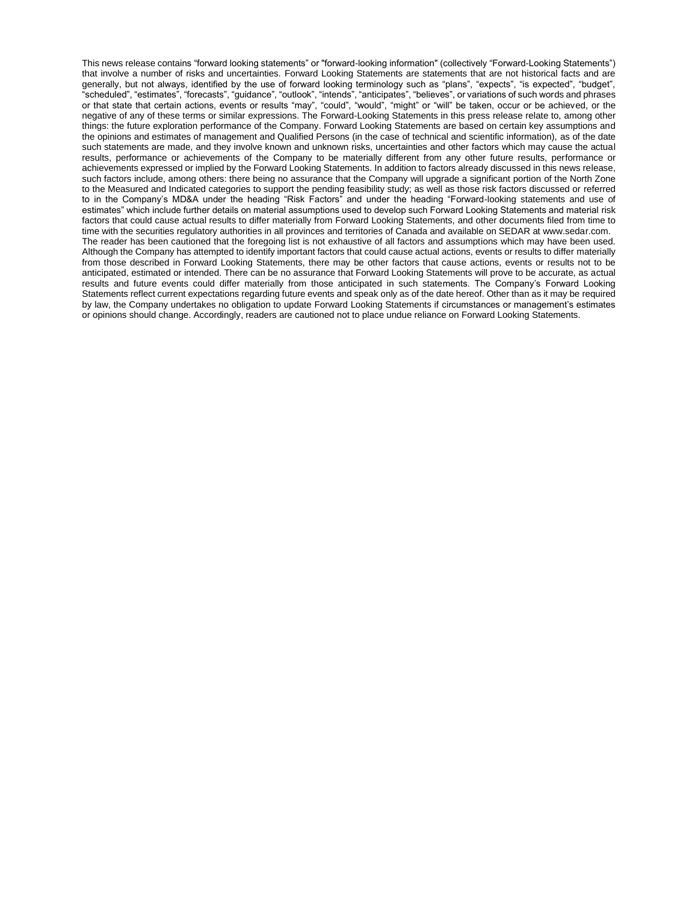This news release contains “forward looking statements” or "forward-looking information" (collectively “Forward-Looking Statements”) that involve a number of risks and uncertainties. Forward Looking Statements are statements that are not historical facts and are generally, but not always, identified by the use of forward looking terminology such as “plans”, “expects”, “is expected”, “budget”, “scheduled”, “estimates”, “forecasts”, “guidance”, “outlook”, “intends”, “anticipates”, “believes”, or variations of such words and phrases or that state that certain actions, events or results “may”, “could”, “would”, “might” or “will” be taken, occur or be achieved, or the negative of any of these terms or similar expressions. The Forward-Looking Statements in this press release relate to, among other things: the future exploration performance of the Company. Forward Looking Statements are based on certain key assumptions and the opinions and estimates of management and Qualified Persons (in the case of technical and scientific information), as of the date such statements are made, and they involve known and unknown risks, uncertainties and other factors which may cause the actual results, performance or achievements of the Company to be materially different from any other future results, performance or achievements expressed or implied by the Forward Looking Statements. In addition to factors already discussed in this news release, such factors include, among others: there being no assurance that the Company will upgrade a significant portion of the North Zone to the Measured and Indicated categories to support the pending feasibility study; as well as those risk factors discussed or referred to in the Company’s MD&A under the heading “Risk Factors” and under the heading “Forward-looking statements and use of estimates” which include further details on material assumptions used to develop such Forward Looking Statements and material risk factors that could cause actual results to differ materially from Forward Looking Statements, and other documents filed from time to time with the securities regulatory authorities in all provinces and territories of Canada and available on SEDAR at www.sedar.com.
The reader has been cautioned that the foregoing list is not exhaustive of all factors and assumptions which may have been used. Although the Company has attempted to identify important factors that could cause actual actions, events or results to differ materially from those described in Forward Looking Statements, there may be other factors that cause actions, events or results not to be anticipated, estimated or intended. There can be no assurance that Forward Looking Statements will prove to be accurate, as actual results and future events could differ materially from those anticipated in such statements. The Company’s Forward Looking Statements reflect current expectations regarding future events and speak only as of the date hereof. Other than as it may be required by law, the Company undertakes no obligation to update Forward Looking Statements if circumstances or management’s estimates or opinions should change. Accordingly, readers are cautioned not to place undue reliance on Forward Looking Statements.